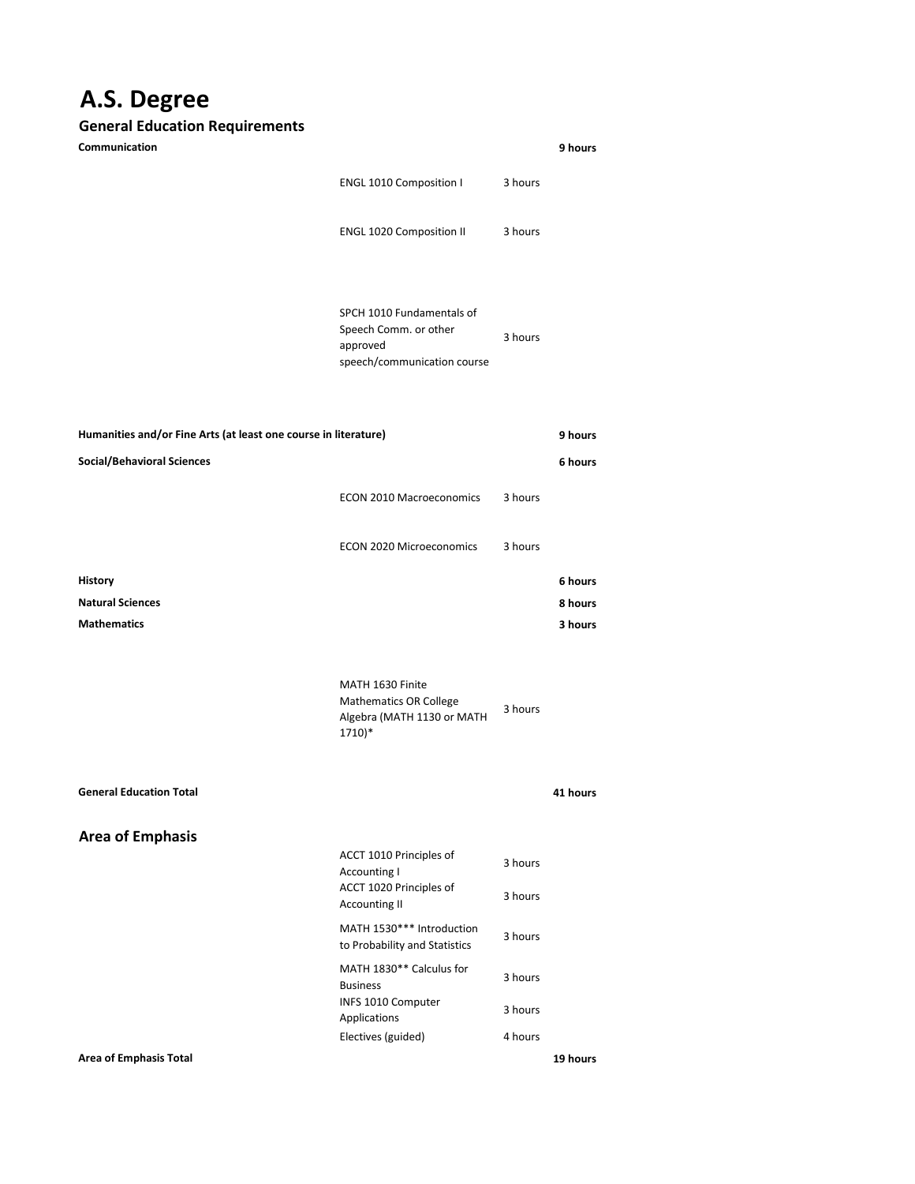# A.S. Degree

## General Education Requirements

| Category | Course | Hours | Total |
|---|---|---|---|
| **Communication** | | | **9 hours** |
| | ENGL 1010 Composition I | 3 hours | |
| | ENGL 1020 Composition II | 3 hours | |
| | SPCH 1010 Fundamentals of Speech Comm. or other approved speech/communication course | 3 hours | |
| **Humanities and/or Fine Arts (at least one course in literature)** | | | **9 hours** |
| **Social/Behavioral Sciences** | | | **6 hours** |
| | ECON 2010 Macroeconomics | 3 hours | |
| | ECON 2020 Microeconomics | 3 hours | |
| **History** | | | **6 hours** |
| **Natural Sciences** | | | **8 hours** |
| **Mathematics** | | | **3 hours** |
| | MATH 1630 Finite Mathematics OR College Algebra (MATH 1130 or MATH 1710)* | 3 hours | |
| **General Education Total** | | | **41 hours** |

## Area of Emphasis

| Category | Course | Hours | Total |
|---|---|---|---|
| | ACCT 1010 Principles of Accounting I | 3 hours | |
| | ACCT 1020 Principles of Accounting II | 3 hours | |
| | MATH 1530*** Introduction to Probability and Statistics | 3 hours | |
| | MATH 1830** Calculus for Business | 3 hours | |
| | INFS 1010 Computer Applications | 3 hours | |
| | Electives (guided) | 4 hours | |
| **Area of Emphasis Total** | | | **19 hours** |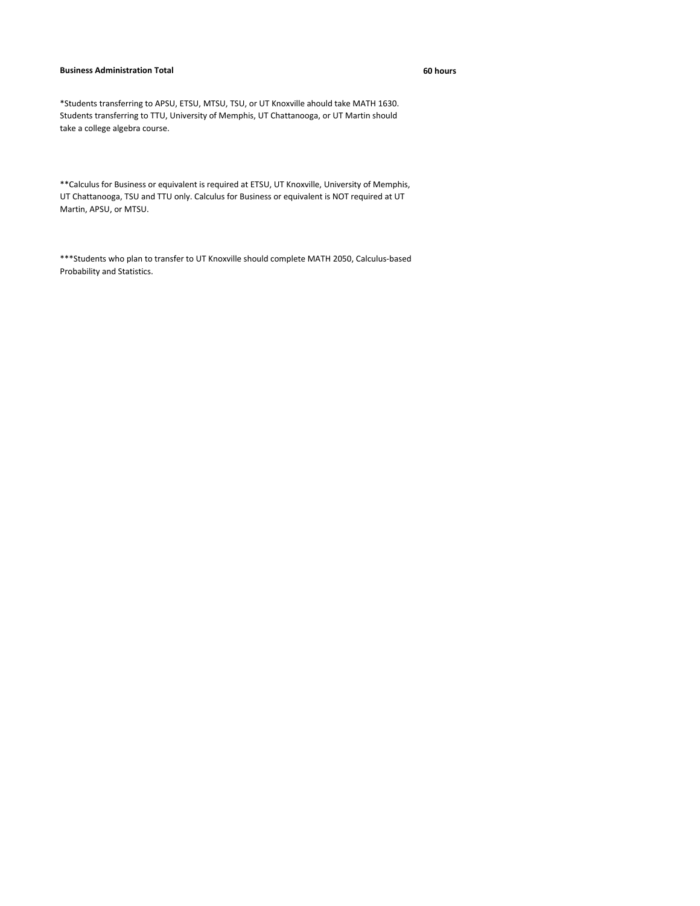| | |
|---|---|
| **Business Administration Total** | **60 hours** |

*Students transferring to APSU, ETSU, MTSU, TSU, or UT Knoxville ahould take MATH 1630. Students transferring to TTU, University of Memphis, UT Chattanooga, or UT Martin should take a college algebra course.

**Calculus for Business or equivalent is required at ETSU, UT Knoxville, University of Memphis, UT Chattanooga, TSU and TTU only. Calculus for Business or equivalent is NOT required at UT Martin, APSU, or MTSU.

***Students who plan to transfer to UT Knoxville should complete MATH 2050, Calculus-based Probability and Statistics.